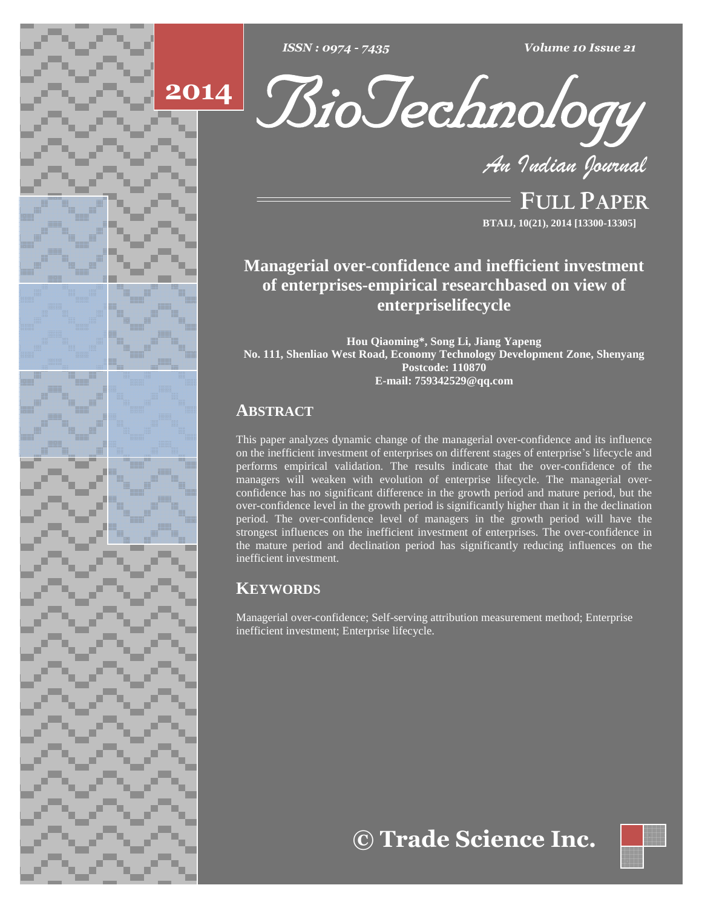# Managerial over-confidence and inefficient investment of enterprises-empirical researchbased on view of enterpriselifecycle

**Hou Qiaoming\*, Song Li, Jiang Yapeng**
**No. 111, Shenliao West Road, Economy Technology Development Zone, Shenyang**
**Postcode: 110870**
**E-mail: 759342529@qq.com**

## ABSTRACT

This paper analyzes dynamic change of the managerial over-confidence and its influence on the inefficient investment of enterprises on different stages of enterprise's lifecycle and performs empirical validation. The results indicate that the over-confidence of the managers will weaken with evolution of enterprise lifecycle. The managerial over-confidence has no significant difference in the growth period and mature period, but the over-confidence level in the growth period is significantly higher than it in the declination period. The over-confidence level of managers in the growth period will have the strongest influences on the inefficient investment of enterprises. The over-confidence in the mature period and declination period has significantly reducing influences on the inefficient investment.

## KEYWORDS

Managerial over-confidence; Self-serving attribution measurement method; Enterprise inefficient investment; Enterprise lifecycle.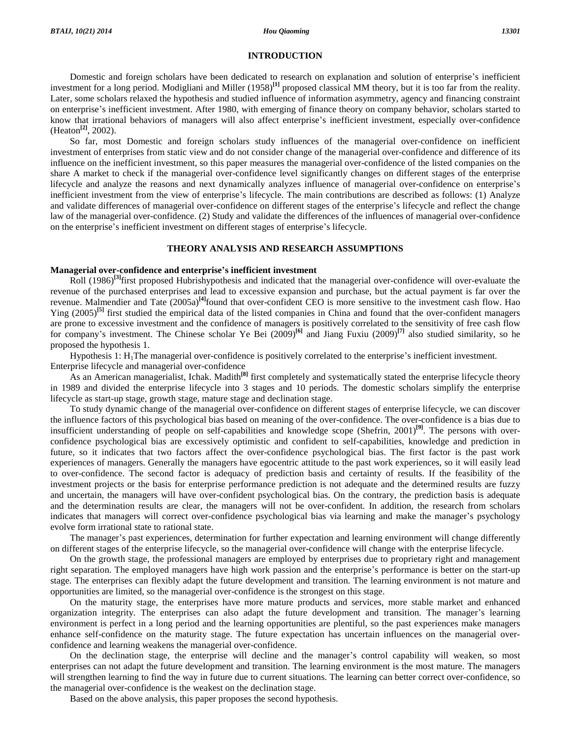## INTRODUCTION

Domestic and foreign scholars have been dedicated to research on explanation and solution of enterprise's inefficient investment for a long period. Modigliani and Miller (1958)[1] proposed classical MM theory, but it is too far from the reality. Later, some scholars relaxed the hypothesis and studied influence of information asymmetry, agency and financing constraint on enterprise's inefficient investment. After 1980, with emerging of finance theory on company behavior, scholars started to know that irrational behaviors of managers will also affect enterprise's inefficient investment, especially over-confidence (Heaton[2], 2002).

So far, most Domestic and foreign scholars study influences of the managerial over-confidence on inefficient investment of enterprises from static view and do not consider change of the managerial over-confidence and difference of its influence on the inefficient investment, so this paper measures the managerial over-confidence of the listed companies on the share A market to check if the managerial over-confidence level significantly changes on different stages of the enterprise lifecycle and analyze the reasons and next dynamically analyzes influence of managerial over-confidence on enterprise's inefficient investment from the view of enterprise's lifecycle. The main contributions are described as follows: (1) Analyze and validate differences of managerial over-confidence on different stages of the enterprise's lifecycle and reflect the change law of the managerial over-confidence. (2) Study and validate the differences of the influences of managerial over-confidence on the enterprise's inefficient investment on different stages of enterprise's lifecycle.

## THEORY ANALYSIS AND RESEARCH ASSUMPTIONS

### Managerial over-confidence and enterprise's inefficient investment

Roll (1986)[3]first proposed Hubrishypothesis and indicated that the managerial over-confidence will over-evaluate the revenue of the purchased enterprises and lead to excessive expansion and purchase, but the actual payment is far over the revenue. Malmendier and Tate (2005a)[4]found that over-confident CEO is more sensitive to the investment cash flow. Hao Ying (2005)[5] first studied the empirical data of the listed companies in China and found that the over-confident managers are prone to excessive investment and the confidence of managers is positively correlated to the sensitivity of free cash flow for company's investment. The Chinese scholar Ye Bei (2009)[6] and Jiang Fuxiu (2009)[7] also studied similarity, so he proposed the hypothesis 1.

Hypothesis 1: $H_1$The managerial over-confidence is positively correlated to the enterprise's inefficient investment.

Enterprise lifecycle and managerial over-confidence

As an American managerialist, Ichak. Madith[8] first completely and systematically stated the enterprise lifecycle theory in 1989 and divided the enterprise lifecycle into 3 stages and 10 periods. The domestic scholars simplify the enterprise lifecycle as start-up stage, growth stage, mature stage and declination stage.

To study dynamic change of the managerial over-confidence on different stages of enterprise lifecycle, we can discover the influence factors of this psychological bias based on meaning of the over-confidence. The over-confidence is a bias due to insufficient understanding of people on self-capabilities and knowledge scope (Shefrin, 2001)[9]. The persons with over-confidence psychological bias are excessively optimistic and confident to self-capabilities, knowledge and prediction in future, so it indicates that two factors affect the over-confidence psychological bias. The first factor is the past work experiences of managers. Generally the managers have egocentric attitude to the past work experiences, so it will easily lead to over-confidence. The second factor is adequacy of prediction basis and certainty of results. If the feasibility of the investment projects or the basis for enterprise performance prediction is not adequate and the determined results are fuzzy and uncertain, the managers will have over-confident psychological bias. On the contrary, the prediction basis is adequate and the determination results are clear, the managers will not be over-confident. In addition, the research from scholars indicates that managers will correct over-confidence psychological bias via learning and make the manager's psychology evolve form irrational state to rational state.

The manager's past experiences, determination for further expectation and learning environment will change differently on different stages of the enterprise lifecycle, so the managerial over-confidence will change with the enterprise lifecycle.

On the growth stage, the professional managers are employed by enterprises due to proprietary right and management right separation. The employed managers have high work passion and the enterprise's performance is better on the start-up stage. The enterprises can flexibly adapt the future development and transition. The learning environment is not mature and opportunities are limited, so the managerial over-confidence is the strongest on this stage.

On the maturity stage, the enterprises have more mature products and services, more stable market and enhanced organization integrity. The enterprises can also adapt the future development and transition. The manager's learning environment is perfect in a long period and the learning opportunities are plentiful, so the past experiences make managers enhance self-confidence on the maturity stage. The future expectation has uncertain influences on the managerial over-confidence and learning weakens the managerial over-confidence.

On the declination stage, the enterprise will decline and the manager's control capability will weaken, so most enterprises can not adapt the future development and transition. The learning environment is the most mature. The managers will strengthen learning to find the way in future due to current situations. The learning can better correct over-confidence, so the managerial over-confidence is the weakest on the declination stage.

Based on the above analysis, this paper proposes the second hypothesis.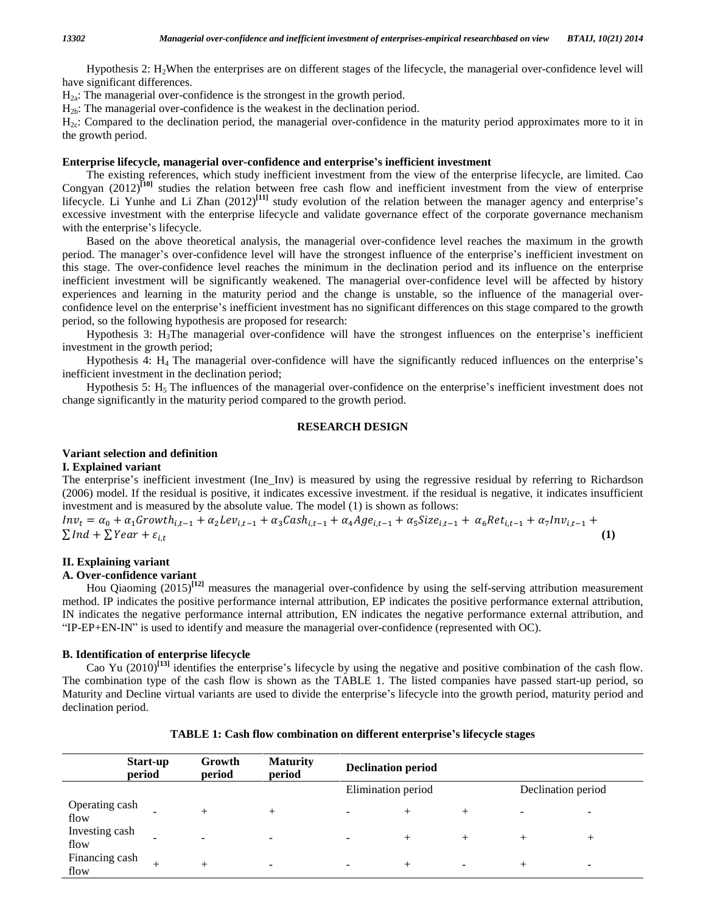Hypothesis 2: $H_2$When the enterprises are on different stages of the lifecycle, the managerial over-confidence level will have significant differences.

$H_{2a}$: The managerial over-confidence is the strongest in the growth period.

$H_{2b}$: The managerial over-confidence is the weakest in the declination period.

$H_{2c}$: Compared to the declination period, the managerial over-confidence in the maturity period approximates more to it in the growth period.

**Enterprise lifecycle, managerial over-confidence and enterprise's inefficient investment**

The existing references, which study inefficient investment from the view of the enterprise lifecycle, are limited. Cao Congyan (2012)[10] studies the relation between free cash flow and inefficient investment from the view of enterprise lifecycle. Li Yunhe and Li Zhan (2012)[11] study evolution of the relation between the manager agency and enterprise's excessive investment with the enterprise lifecycle and validate governance effect of the corporate governance mechanism with the enterprise's lifecycle.

Based on the above theoretical analysis, the managerial over-confidence level reaches the maximum in the growth period. The manager's over-confidence level will have the strongest influence of the enterprise's inefficient investment on this stage. The over-confidence level reaches the minimum in the declination period and its influence on the enterprise inefficient investment will be significantly weakened. The managerial over-confidence level will be affected by history experiences and learning in the maturity period and the change is unstable, so the influence of the managerial over-confidence level on the enterprise's inefficient investment has no significant differences on this stage compared to the growth period, so the following hypothesis are proposed for research:

Hypothesis 3: $H_3$The managerial over-confidence will have the strongest influences on the enterprise's inefficient investment in the growth period;

Hypothesis 4: $H_4$ The managerial over-confidence will have the significantly reduced influences on the enterprise's inefficient investment in the declination period;

Hypothesis 5: $H_5$ The influences of the managerial over-confidence on the enterprise's inefficient investment does not change significantly in the maturity period compared to the growth period.

## RESEARCH DESIGN

**Variant selection and definition**

**I. Explained variant**

The enterprise's inefficient investment (Ine_Inv) is measured by using the regressive residual by referring to Richardson (2006) model. If the residual is positive, it indicates excessive investment. if the residual is negative, it indicates insufficient investment and is measured by the absolute value. The model (1) is shown as follows:

$$Inv_t = \alpha_0 + \alpha_1 Growth_{i,t-1} + \alpha_2 Lev_{i,t-1} + \alpha_3 Cash_{i,t-1} + \alpha_4 Age_{i,t-1} + \alpha_5 Size_{i,t-1} + \alpha_6 Ret_{i,t-1} + \alpha_7 Inv_{i,t-1} + \sum Ind + \sum Year + \varepsilon_{i,t} \quad (1)$$

**II. Explaining variant**

**A. Over-confidence variant**

Hou Qiaoming (2015)[12] measures the managerial over-confidence by using the self-serving attribution measurement method. IP indicates the positive performance internal attribution, EP indicates the positive performance external attribution, IN indicates the negative performance internal attribution, EN indicates the negative performance external attribution, and "IP-EP+EN-IN" is used to identify and measure the managerial over-confidence (represented with OC).

**B. Identification of enterprise lifecycle**

Cao Yu (2010)[13] identifies the enterprise's lifecycle by using the negative and positive combination of the cash flow. The combination type of the cash flow is shown as the TABLE 1. The listed companies have passed start-up period, so Maturity and Decline virtual variants are used to divide the enterprise's lifecycle into the growth period, maturity period and declination period.

**TABLE 1: Cash flow combination on different enterprise's lifecycle stages**

| | Start-up period | Growth period | Maturity period | Declination period | | | | |
|---|---|---|---|---|---|---|---|---|
| | | | | Elimination period | | | Declination period | |
| Operating cash flow | - | + | + | - | + | + | - | - |
| Investing cash flow | - | - | - | - | + | + | + | + |
| Financing cash flow | + | + | - | - | + | - | + | - |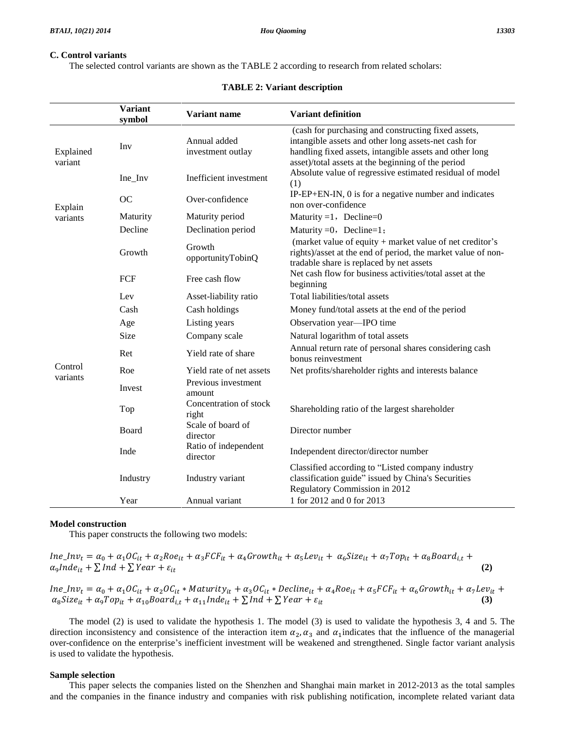**C. Control variants**

The selected control variants are shown as the TABLE 2 according to research from related scholars:

**TABLE 2: Variant description**

| | Variant symbol | Variant name | Variant definition |
|---|---|---|---|
| Explained variant | Inv | Annual added investment outlay | (cash for purchasing and constructing fixed assets, intangible assets and other long assets-net cash for handling fixed assets, intangible assets and other long asset)/total assets at the beginning of the period |
| | Ine_Inv | Inefficient investment | Absolute value of regressive estimated residual of model (1) |
| Explain variants | OC | Over-confidence | IP-EP+EN-IN, 0 is for a negative number and indicates non over-confidence |
| | Maturity | Maturity period | Maturity =1，Decline=0 |
| | Decline | Declination period | Maturity =0，Decline=1； |
| Control variants | Growth | Growth opportunityTobinQ | (market value of equity + market value of net creditor's rights)/asset at the end of period, the market value of non-tradable share is replaced by net assets |
| | FCF | Free cash flow | Net cash flow for business activities/total asset at the beginning |
| | Lev | Asset-liability ratio | Total liabilities/total assets |
| | Cash | Cash holdings | Money fund/total assets at the end of the period |
| | Age | Listing years | Observation year—IPO time |
| | Size | Company scale | Natural logarithm of total assets |
| | Ret | Yield rate of share | Annual return rate of personal shares considering cash bonus reinvestment |
| | Roe | Yield rate of net assets | Net profits/shareholder rights and interests balance |
| | Invest | Previous investment amount | |
| | Top | Concentration of stock right | Shareholding ratio of the largest shareholder |
| | Board | Scale of board of director | Director number |
| | Inde | Ratio of independent director | Independent director/director number |
| | Industry | Industry variant | Classified according to "Listed company industry classification guide" issued by China's Securities Regulatory Commission in 2012 |
| | Year | Annual variant | 1 for 2012 and 0 for 2013 |

**Model construction**

This paper constructs the following two models:

$$Ine\_Inv_t = \alpha_0 + \alpha_1 OC_{it} + \alpha_2 Roe_{it} + \alpha_3 FCF_{it} + \alpha_4 Growth_{it} + \alpha_5 Lev_{it} + \alpha_6 Size_{it} + \alpha_7 Top_{it} + \alpha_8 Board_{i,t} + \alpha_9 Inde_{it} + \sum Ind + \sum Year + \varepsilon_{it} \quad \textbf{(2)}$$

$$Ine\_Inv_t = \alpha_0 + \alpha_1 OC_{it} + \alpha_2 OC_{it} * Maturity_{it} + \alpha_3 OC_{it} * Decline_{it} + \alpha_4 Roe_{it} + \alpha_5 FCF_{it} + \alpha_6 Growth_{it} + \alpha_7 Lev_{it} + \alpha_8 Size_{it} + \alpha_9 Top_{it} + \alpha_{10} Board_{i,t} + \alpha_{11} Inde_{it} + \sum Ind + \sum Year + \varepsilon_{it} \quad \textbf{(3)}$$

The model (2) is used to validate the hypothesis 1. The model (3) is used to validate the hypothesis 3, 4 and 5. The direction inconsistency and consistence of the interaction item $\alpha_2, \alpha_3$ and $\alpha_1$ indicates that the influence of the managerial over-confidence on the enterprise's inefficient investment will be weakened and strengthened. Single factor variant analysis is used to validate the hypothesis.

**Sample selection**

This paper selects the companies listed on the Shenzhen and Shanghai main market in 2012-2013 as the total samples and the companies in the finance industry and companies with risk publishing notification, incomplete related variant data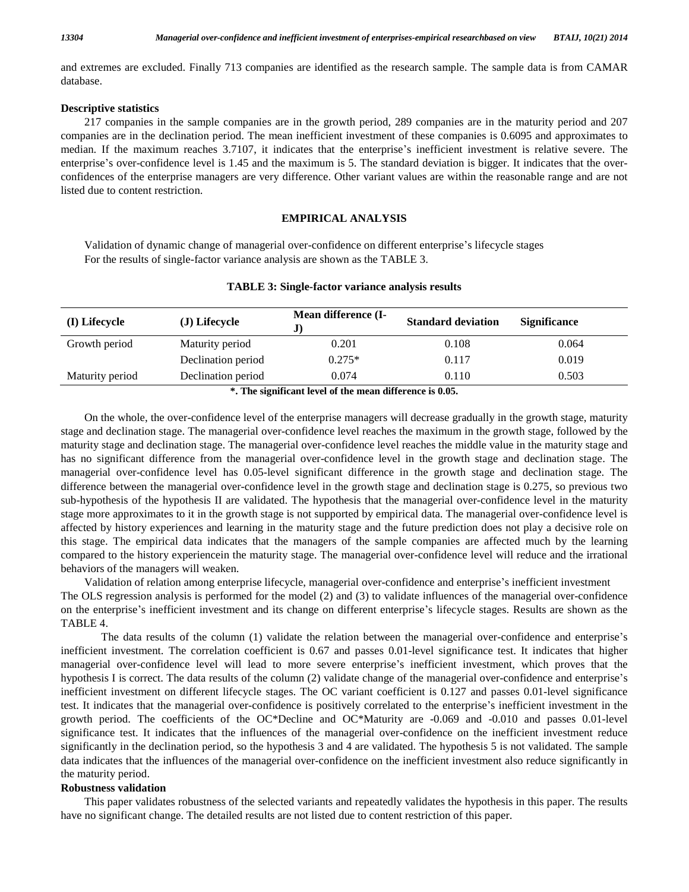and extremes are excluded. Finally 713 companies are identified as the research sample. The sample data is from CAMAR database.

### Descriptive statistics

217 companies in the sample companies are in the growth period, 289 companies are in the maturity period and 207 companies are in the declination period. The mean inefficient investment of these companies is 0.6095 and approximates to median. If the maximum reaches 3.7107, it indicates that the enterprise's inefficient investment is relative severe. The enterprise's over-confidence level is 1.45 and the maximum is 5. The standard deviation is bigger. It indicates that the over-confidences of the enterprise managers are very difference. Other variant values are within the reasonable range and are not listed due to content restriction.

## EMPIRICAL ANALYSIS

Validation of dynamic change of managerial over-confidence on different enterprise's lifecycle stages
For the results of single-factor variance analysis are shown as the TABLE 3.

**TABLE 3: Single-factor variance analysis results**

| (I) Lifecycle | (J) Lifecycle | Mean difference (I-J) | Standard deviation | Significance |
|---|---|---|---|---|
| Growth period | Maturity period | 0.201 | 0.108 | 0.064 |
| | Declination period | 0.275* | 0.117 | 0.019 |
| Maturity period | Declination period | 0.074 | 0.110 | 0.503 |

**\*. The significant level of the mean difference is 0.05.**

On the whole, the over-confidence level of the enterprise managers will decrease gradually in the growth stage, maturity stage and declination stage. The managerial over-confidence level reaches the maximum in the growth stage, followed by the maturity stage and declination stage. The managerial over-confidence level reaches the middle value in the maturity stage and has no significant difference from the managerial over-confidence level in the growth stage and declination stage. The managerial over-confidence level has 0.05-level significant difference in the growth stage and declination stage. The difference between the managerial over-confidence level in the growth stage and declination stage is 0.275, so previous two sub-hypothesis of the hypothesis II are validated. The hypothesis that the managerial over-confidence level in the maturity stage more approximates to it in the growth stage is not supported by empirical data. The managerial over-confidence level is affected by history experiences and learning in the maturity stage and the future prediction does not play a decisive role on this stage. The empirical data indicates that the managers of the sample companies are affected much by the learning compared to the history experiencein the maturity stage. The managerial over-confidence level will reduce and the irrational behaviors of the managers will weaken.

Validation of relation among enterprise lifecycle, managerial over-confidence and enterprise's inefficient investment
The OLS regression analysis is performed for the model (2) and (3) to validate influences of the managerial over-confidence on the enterprise's inefficient investment and its change on different enterprise's lifecycle stages. Results are shown as the TABLE 4.

The data results of the column (1) validate the relation between the managerial over-confidence and enterprise's inefficient investment. The correlation coefficient is 0.67 and passes 0.01-level significance test. It indicates that higher managerial over-confidence level will lead to more severe enterprise's inefficient investment, which proves that the hypothesis I is correct. The data results of the column (2) validate change of the managerial over-confidence and enterprise's inefficient investment on different lifecycle stages. The OC variant coefficient is 0.127 and passes 0.01-level significance test. It indicates that the managerial over-confidence is positively correlated to the enterprise's inefficient investment in the growth period. The coefficients of the OC*Decline and OC*Maturity are -0.069 and -0.010 and passes 0.01-level significance test. It indicates that the influences of the managerial over-confidence on the inefficient investment reduce significantly in the declination period, so the hypothesis 3 and 4 are validated. The hypothesis 5 is not validated. The sample data indicates that the influences of the managerial over-confidence on the inefficient investment also reduce significantly in the maturity period.

### Robustness validation

This paper validates robustness of the selected variants and repeatedly validates the hypothesis in this paper. The results have no significant change. The detailed results are not listed due to content restriction of this paper.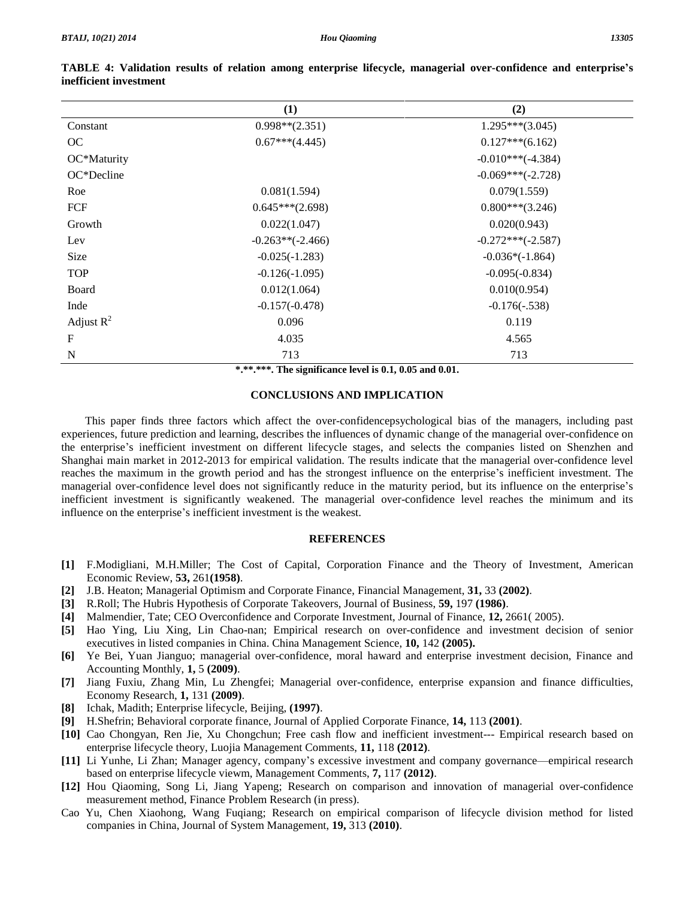**TABLE 4: Validation results of relation among enterprise lifecycle, managerial over-confidence and enterprise's inefficient investment**

| | (1) | (2) |
|---|---|---|
| Constant | 0.998**(2.351) | 1.295***(3.045) |
| OC | 0.67***(4.445) | 0.127***(6.162) |
| OC*Maturity | | -0.010***(-4.384) |
| OC*Decline | | -0.069***(-2.728) |
| Roe | 0.081(1.594) | 0.079(1.559) |
| FCF | 0.645***(2.698) | 0.800***(3.246) |
| Growth | 0.022(1.047) | 0.020(0.943) |
| Lev | -0.263**(-2.466) | -0.272***(-2.587) |
| Size | -0.025(-1.283) | -0.036*(-1.864) |
| TOP | -0.126(-1.095) | -0.095(-0.834) |
| Board | 0.012(1.064) | 0.010(0.954) |
| Inde | -0.157(-0.478) | -0.176(-.538) |
| Adjust $R^2$ | 0.096 | 0.119 |
| F | 4.035 | 4.565 |
| N | 713 | 713 |

**\*.\*\*.\*\*\*. The significance level is 0.1, 0.05 and 0.01.**

## CONCLUSIONS AND IMPLICATION

This paper finds three factors which affect the over-confidencepsychological bias of the managers, including past experiences, future prediction and learning, describes the influences of dynamic change of the managerial over-confidence on the enterprise's inefficient investment on different lifecycle stages, and selects the companies listed on Shenzhen and Shanghai main market in 2012-2013 for empirical validation. The results indicate that the managerial over-confidence level reaches the maximum in the growth period and has the strongest influence on the enterprise's inefficient investment. The managerial over-confidence level does not significantly reduce in the maturity period, but its influence on the enterprise's inefficient investment is significantly weakened. The managerial over-confidence level reaches the minimum and its influence on the enterprise's inefficient investment is the weakest.

## REFERENCES

**[1]** F.Modigliani, M.H.Miller; The Cost of Capital, Corporation Finance and the Theory of Investment, American Economic Review, **53,** 261**(1958)**.

**[2]** J.B. Heaton; Managerial Optimism and Corporate Finance, Financial Management, **31,** 33 **(2002)**.

**[3]** R.Roll; The Hubris Hypothesis of Corporate Takeovers, Journal of Business, **59,** 197 **(1986)**.

**[4]** Malmendier, Tate; CEO Overconfidence and Corporate Investment, Journal of Finance, **12,** 2661( 2005).

**[5]** Hao Ying, Liu Xing, Lin Chao-nan; Empirical research on over-confidence and investment decision of senior executives in listed companies in China. China Management Science, **10,** 142 **(2005).**

**[6]** Ye Bei, Yuan Jianguo; managerial over-confidence, moral haward and enterprise investment decision, Finance and Accounting Monthly, **1,** 5 **(2009)**.

**[7]** Jiang Fuxiu, Zhang Min, Lu Zhengfei; Managerial over-confidence, enterprise expansion and finance difficulties, Economy Research, **1,** 131 **(2009)**.

**[8]** Ichak, Madith; Enterprise lifecycle, Beijing, **(1997)**.

**[9]** H.Shefrin; Behavioral corporate finance, Journal of Applied Corporate Finance, **14,** 113 **(2001)**.

**[10]** Cao Chongyan, Ren Jie, Xu Chongchun; Free cash flow and inefficient investment--- Empirical research based on enterprise lifecycle theory, Luojia Management Comments, **11,** 118 **(2012)**.

**[11]** Li Yunhe, Li Zhan; Manager agency, company's excessive investment and company governance—empirical research based on enterprise lifecycle viewm, Management Comments, **7,** 117 **(2012)**.

**[12]** Hou Qiaoming, Song Li, Jiang Yapeng; Research on comparison and innovation of managerial over-confidence measurement method, Finance Problem Research (in press).

Cao Yu, Chen Xiaohong, Wang Fuqiang; Research on empirical comparison of lifecycle division method for listed companies in China, Journal of System Management, **19,** 313 **(2010)**.